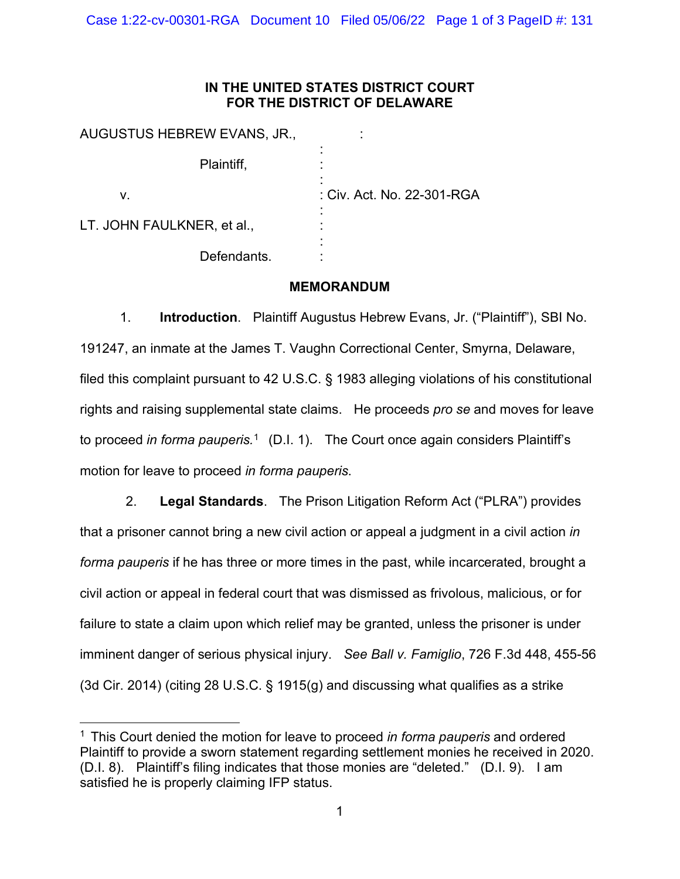**IN THE UNITED STATES DISTRICT COURT**
**FOR THE DISTRICT OF DELAWARE**

| | | |
|---|---|---|
| AUGUSTUS HEBREW EVANS, JR., | : | |
| Plaintiff, | : | |
| v. | : | Civ. Act. No. 22-301-RGA |
| LT. JOHN FAULKNER, et al., | : | |
| Defendants. | : | |

## MEMORANDUM

1. **Introduction**. Plaintiff Augustus Hebrew Evans, Jr. ("Plaintiff"), SBI No. 191247, an inmate at the James T. Vaughn Correctional Center, Smyrna, Delaware, filed this complaint pursuant to 42 U.S.C. § 1983 alleging violations of his constitutional rights and raising supplemental state claims. He proceeds *pro se* and moves for leave to proceed *in forma pauperis.*[1] (D.I. 1). The Court once again considers Plaintiff's motion for leave to proceed *in forma pauperis.*

2. **Legal Standards**. The Prison Litigation Reform Act ("PLRA") provides that a prisoner cannot bring a new civil action or appeal a judgment in a civil action *in forma pauperis* if he has three or more times in the past, while incarcerated, brought a civil action or appeal in federal court that was dismissed as frivolous, malicious, or for failure to state a claim upon which relief may be granted, unless the prisoner is under imminent danger of serious physical injury. *See Ball v. Famiglio*, 726 F.3d 448, 455-56 (3d Cir. 2014) (citing 28 U.S.C. § 1915(g) and discussing what qualifies as a strike

---

[1] This Court denied the motion for leave to proceed *in forma pauperis* and ordered Plaintiff to provide a sworn statement regarding settlement monies he received in 2020. (D.I. 8). Plaintiff's filing indicates that those monies are "deleted." (D.I. 9). I am satisfied he is properly claiming IFP status.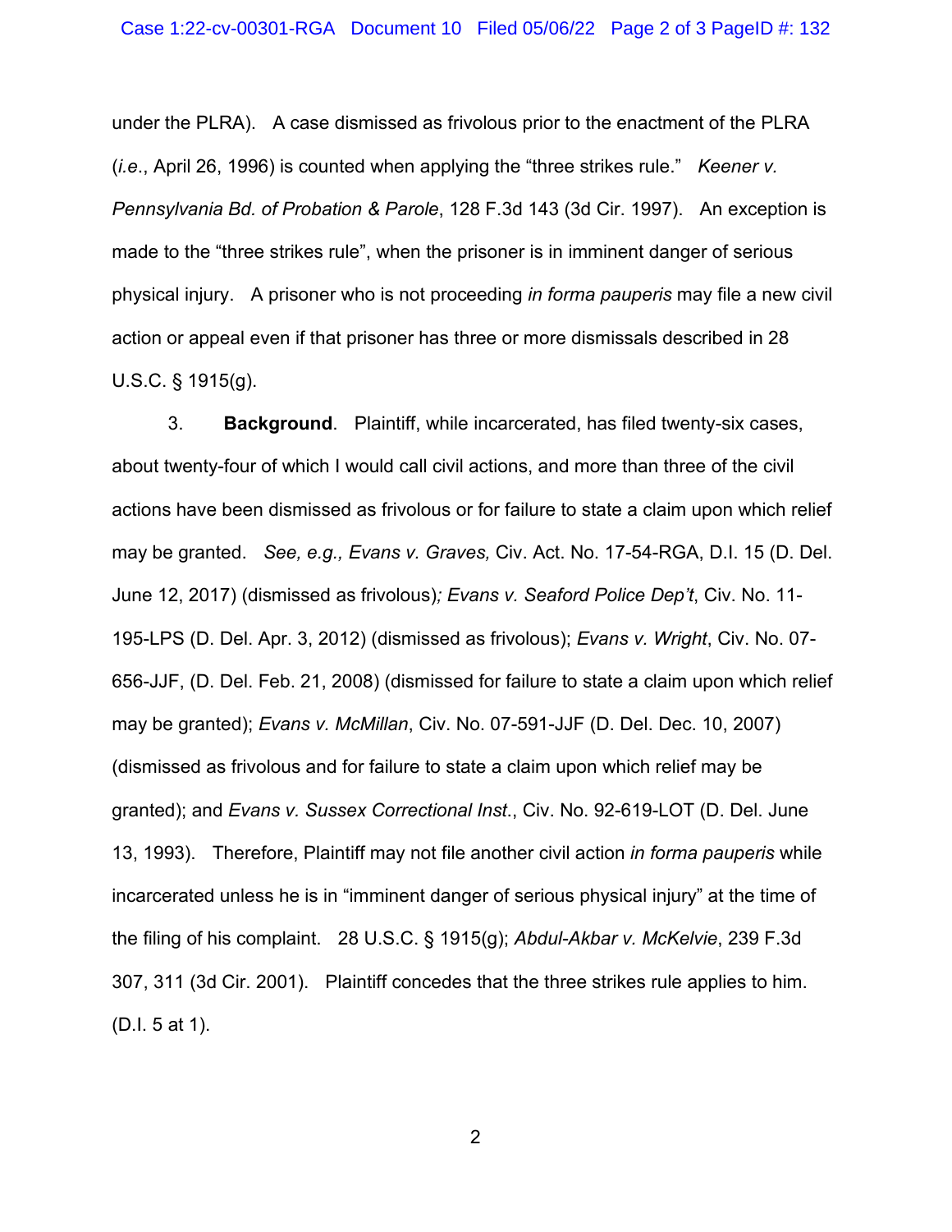under the PLRA). A case dismissed as frivolous prior to the enactment of the PLRA (*i.e.*, April 26, 1996) is counted when applying the "three strikes rule." *Keener v. Pennsylvania Bd. of Probation & Parole*, 128 F.3d 143 (3d Cir. 1997). An exception is made to the "three strikes rule", when the prisoner is in imminent danger of serious physical injury. A prisoner who is not proceeding *in forma pauperis* may file a new civil action or appeal even if that prisoner has three or more dismissals described in 28 U.S.C. § 1915(g).

3. **Background**. Plaintiff, while incarcerated, has filed twenty-six cases, about twenty-four of which I would call civil actions, and more than three of the civil actions have been dismissed as frivolous or for failure to state a claim upon which relief may be granted. *See, e.g., Evans v. Graves,* Civ. Act. No. 17-54-RGA, D.I. 15 (D. Del. June 12, 2017) (dismissed as frivolous)*; Evans v. Seaford Police Dep't*, Civ. No. 11-195-LPS (D. Del. Apr. 3, 2012) (dismissed as frivolous); *Evans v. Wright*, Civ. No. 07-656-JJF, (D. Del. Feb. 21, 2008) (dismissed for failure to state a claim upon which relief may be granted); *Evans v. McMillan*, Civ. No. 07-591-JJF (D. Del. Dec. 10, 2007) (dismissed as frivolous and for failure to state a claim upon which relief may be granted); and *Evans v. Sussex Correctional Inst*., Civ. No. 92-619-LOT (D. Del. June 13, 1993). Therefore, Plaintiff may not file another civil action *in forma pauperis* while incarcerated unless he is in "imminent danger of serious physical injury" at the time of the filing of his complaint. 28 U.S.C. § 1915(g); *Abdul-Akbar v. McKelvie*, 239 F.3d 307, 311 (3d Cir. 2001). Plaintiff concedes that the three strikes rule applies to him. (D.I. 5 at 1).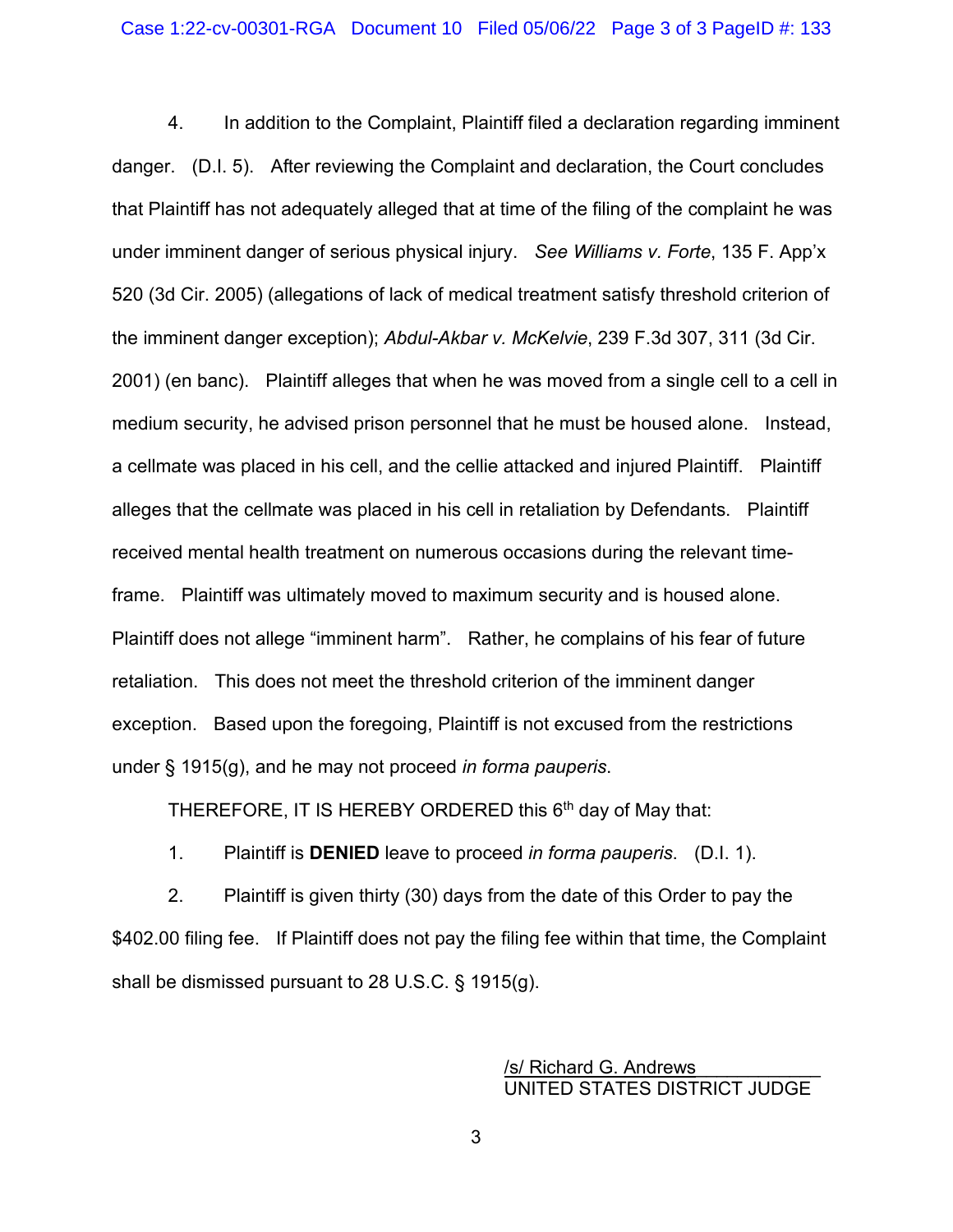4. In addition to the Complaint, Plaintiff filed a declaration regarding imminent danger. (D.I. 5). After reviewing the Complaint and declaration, the Court concludes that Plaintiff has not adequately alleged that at time of the filing of the complaint he was under imminent danger of serious physical injury. *See Williams v. Forte*, 135 F. App'x 520 (3d Cir. 2005) (allegations of lack of medical treatment satisfy threshold criterion of the imminent danger exception); *Abdul-Akbar v. McKelvie*, 239 F.3d 307, 311 (3d Cir. 2001) (en banc). Plaintiff alleges that when he was moved from a single cell to a cell in medium security, he advised prison personnel that he must be housed alone. Instead, a cellmate was placed in his cell, and the cellie attacked and injured Plaintiff. Plaintiff alleges that the cellmate was placed in his cell in retaliation by Defendants. Plaintiff received mental health treatment on numerous occasions during the relevant time-frame. Plaintiff was ultimately moved to maximum security and is housed alone. Plaintiff does not allege "imminent harm". Rather, he complains of his fear of future retaliation. This does not meet the threshold criterion of the imminent danger exception. Based upon the foregoing, Plaintiff is not excused from the restrictions under § 1915(g), and he may not proceed *in forma pauperis*.

THEREFORE, IT IS HEREBY ORDERED this 6th day of May that:

1. Plaintiff is **DENIED** leave to proceed *in forma pauperis*. (D.I. 1).

2. Plaintiff is given thirty (30) days from the date of this Order to pay the $402.00 filing fee. If Plaintiff does not pay the filing fee within that time, the Complaint shall be dismissed pursuant to 28 U.S.C. § 1915(g).

/s/ Richard G. Andrews
UNITED STATES DISTRICT JUDGE